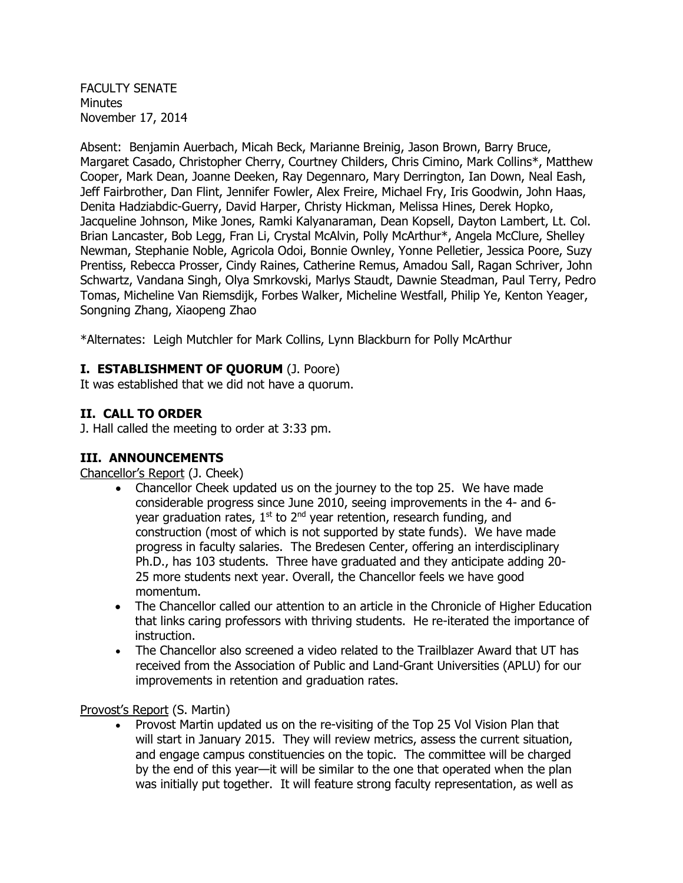FACULTY SENATE
Minutes
November 17, 2014

Absent: Benjamin Auerbach, Micah Beck, Marianne Breinig, Jason Brown, Barry Bruce, Margaret Casado, Christopher Cherry, Courtney Childers, Chris Cimino, Mark Collins*, Matthew Cooper, Mark Dean, Joanne Deeken, Ray Degennaro, Mary Derrington, Ian Down, Neal Eash, Jeff Fairbrother, Dan Flint, Jennifer Fowler, Alex Freire, Michael Fry, Iris Goodwin, John Haas, Denita Hadziabdic-Guerry, David Harper, Christy Hickman, Melissa Hines, Derek Hopko, Jacqueline Johnson, Mike Jones, Ramki Kalyanaraman, Dean Kopsell, Dayton Lambert, Lt. Col. Brian Lancaster, Bob Legg, Fran Li, Crystal McAlvin, Polly McArthur*, Angela McClure, Shelley Newman, Stephanie Noble, Agricola Odoi, Bonnie Ownley, Yonne Pelletier, Jessica Poore, Suzy Prentiss, Rebecca Prosser, Cindy Raines, Catherine Remus, Amadou Sall, Ragan Schriver, John Schwartz, Vandana Singh, Olya Smrkovski, Marlys Staudt, Dawnie Steadman, Paul Terry, Pedro Tomas, Micheline Van Riemsdijk, Forbes Walker, Micheline Westfall, Philip Ye, Kenton Yeager, Songning Zhang, Xiaopeng Zhao

*Alternates: Leigh Mutchler for Mark Collins, Lynn Blackburn for Polly McArthur

## I. ESTABLISHMENT OF QUORUM (J. Poore)

It was established that we did not have a quorum.

## II. CALL TO ORDER

J. Hall called the meeting to order at 3:33 pm.

## III. ANNOUNCEMENTS

Chancellor's Report (J. Cheek)

- Chancellor Cheek updated us on the journey to the top 25. We have made considerable progress since June 2010, seeing improvements in the 4- and 6-year graduation rates, 1st to 2nd year retention, research funding, and construction (most of which is not supported by state funds). We have made progress in faculty salaries. The Bredesen Center, offering an interdisciplinary Ph.D., has 103 students. Three have graduated and they anticipate adding 20-25 more students next year. Overall, the Chancellor feels we have good momentum.
- The Chancellor called our attention to an article in the Chronicle of Higher Education that links caring professors with thriving students. He re-iterated the importance of instruction.
- The Chancellor also screened a video related to the Trailblazer Award that UT has received from the Association of Public and Land-Grant Universities (APLU) for our improvements in retention and graduation rates.

Provost's Report (S. Martin)

- Provost Martin updated us on the re-visiting of the Top 25 Vol Vision Plan that will start in January 2015. They will review metrics, assess the current situation, and engage campus constituencies on the topic. The committee will be charged by the end of this year—it will be similar to the one that operated when the plan was initially put together. It will feature strong faculty representation, as well as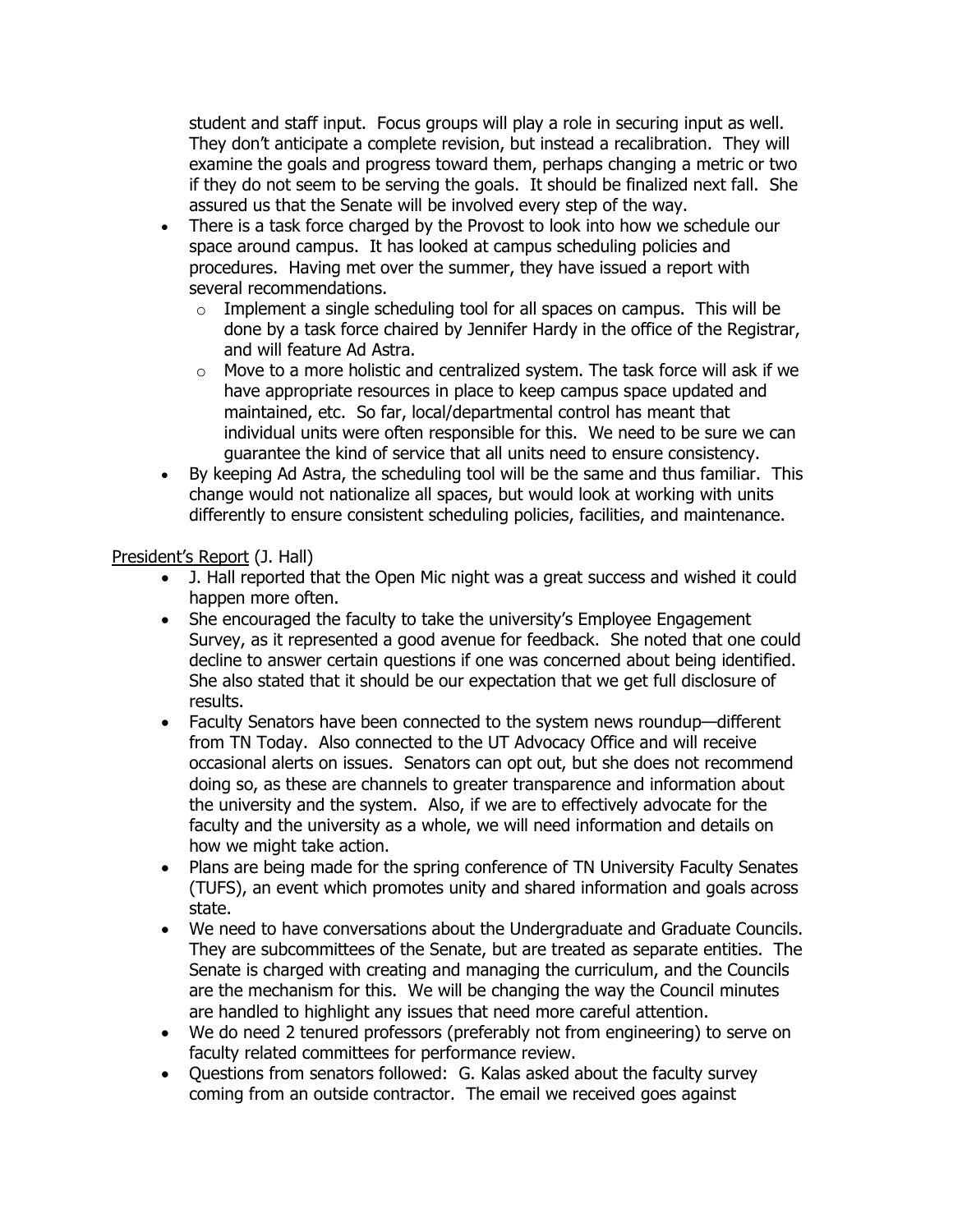student and staff input. Focus groups will play a role in securing input as well. They don't anticipate a complete revision, but instead a recalibration. They will examine the goals and progress toward them, perhaps changing a metric or two if they do not seem to be serving the goals. It should be finalized next fall. She assured us that the Senate will be involved every step of the way.

- There is a task force charged by the Provost to look into how we schedule our space around campus. It has looked at campus scheduling policies and procedures. Having met over the summer, they have issued a report with several recommendations.
  - Implement a single scheduling tool for all spaces on campus. This will be done by a task force chaired by Jennifer Hardy in the office of the Registrar, and will feature Ad Astra.
  - Move to a more holistic and centralized system. The task force will ask if we have appropriate resources in place to keep campus space updated and maintained, etc. So far, local/departmental control has meant that individual units were often responsible for this. We need to be sure we can guarantee the kind of service that all units need to ensure consistency.
- By keeping Ad Astra, the scheduling tool will be the same and thus familiar. This change would not nationalize all spaces, but would look at working with units differently to ensure consistent scheduling policies, facilities, and maintenance.

<u>President's Report</u> (J. Hall)

- J. Hall reported that the Open Mic night was a great success and wished it could happen more often.
- She encouraged the faculty to take the university's Employee Engagement Survey, as it represented a good avenue for feedback. She noted that one could decline to answer certain questions if one was concerned about being identified. She also stated that it should be our expectation that we get full disclosure of results.
- Faculty Senators have been connected to the system news roundup—different from TN Today. Also connected to the UT Advocacy Office and will receive occasional alerts on issues. Senators can opt out, but she does not recommend doing so, as these are channels to greater transparence and information about the university and the system. Also, if we are to effectively advocate for the faculty and the university as a whole, we will need information and details on how we might take action.
- Plans are being made for the spring conference of TN University Faculty Senates (TUFS), an event which promotes unity and shared information and goals across state.
- We need to have conversations about the Undergraduate and Graduate Councils. They are subcommittees of the Senate, but are treated as separate entities. The Senate is charged with creating and managing the curriculum, and the Councils are the mechanism for this. We will be changing the way the Council minutes are handled to highlight any issues that need more careful attention.
- We do need 2 tenured professors (preferably not from engineering) to serve on faculty related committees for performance review.
- Questions from senators followed: G. Kalas asked about the faculty survey coming from an outside contractor. The email we received goes against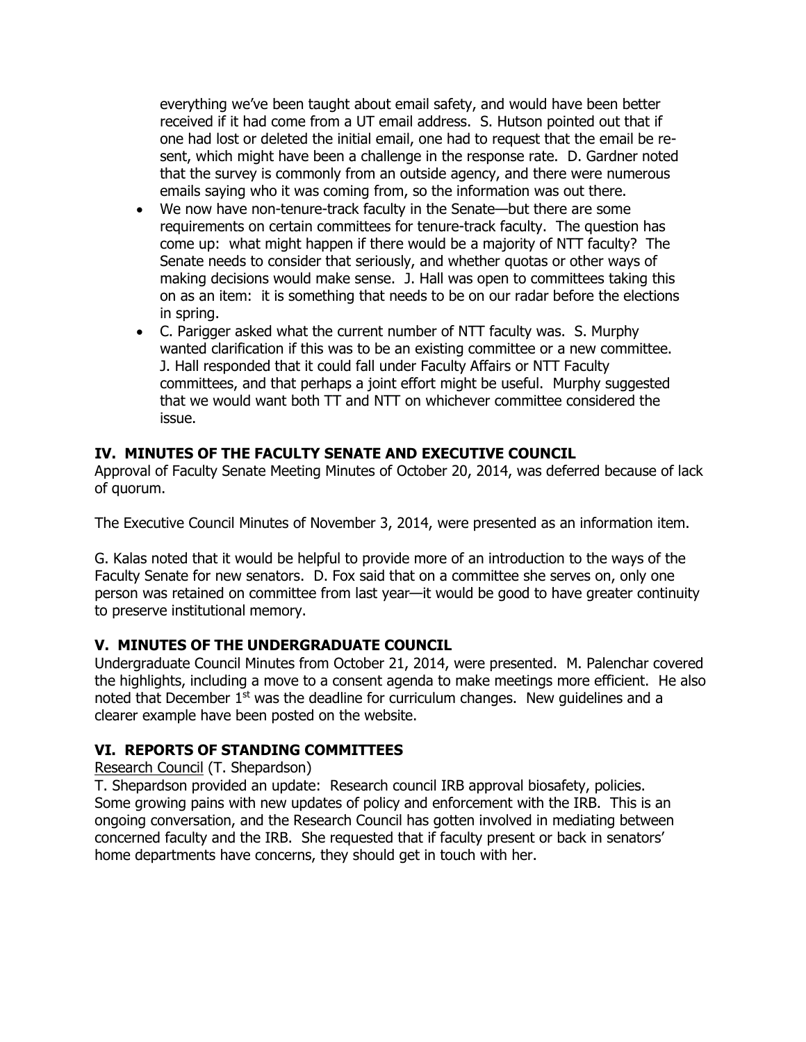everything we've been taught about email safety, and would have been better received if it had come from a UT email address. S. Hutson pointed out that if one had lost or deleted the initial email, one had to request that the email be re-sent, which might have been a challenge in the response rate. D. Gardner noted that the survey is commonly from an outside agency, and there were numerous emails saying who it was coming from, so the information was out there.

- We now have non-tenure-track faculty in the Senate—but there are some requirements on certain committees for tenure-track faculty. The question has come up: what might happen if there would be a majority of NTT faculty? The Senate needs to consider that seriously, and whether quotas or other ways of making decisions would make sense. J. Hall was open to committees taking this on as an item: it is something that needs to be on our radar before the elections in spring.
- C. Parigger asked what the current number of NTT faculty was. S. Murphy wanted clarification if this was to be an existing committee or a new committee. J. Hall responded that it could fall under Faculty Affairs or NTT Faculty committees, and that perhaps a joint effort might be useful. Murphy suggested that we would want both TT and NTT on whichever committee considered the issue.

## IV. MINUTES OF THE FACULTY SENATE AND EXECUTIVE COUNCIL

Approval of Faculty Senate Meeting Minutes of October 20, 2014, was deferred because of lack of quorum.

The Executive Council Minutes of November 3, 2014, were presented as an information item.

G. Kalas noted that it would be helpful to provide more of an introduction to the ways of the Faculty Senate for new senators. D. Fox said that on a committee she serves on, only one person was retained on committee from last year—it would be good to have greater continuity to preserve institutional memory.

## V. MINUTES OF THE UNDERGRADUATE COUNCIL

Undergraduate Council Minutes from October 21, 2014, were presented. M. Palenchar covered the highlights, including a move to a consent agenda to make meetings more efficient. He also noted that December 1st was the deadline for curriculum changes. New guidelines and a clearer example have been posted on the website.

## VI. REPORTS OF STANDING COMMITTEES

Research Council (T. Shepardson)

T. Shepardson provided an update: Research council IRB approval biosafety, policies. Some growing pains with new updates of policy and enforcement with the IRB. This is an ongoing conversation, and the Research Council has gotten involved in mediating between concerned faculty and the IRB. She requested that if faculty present or back in senators' home departments have concerns, they should get in touch with her.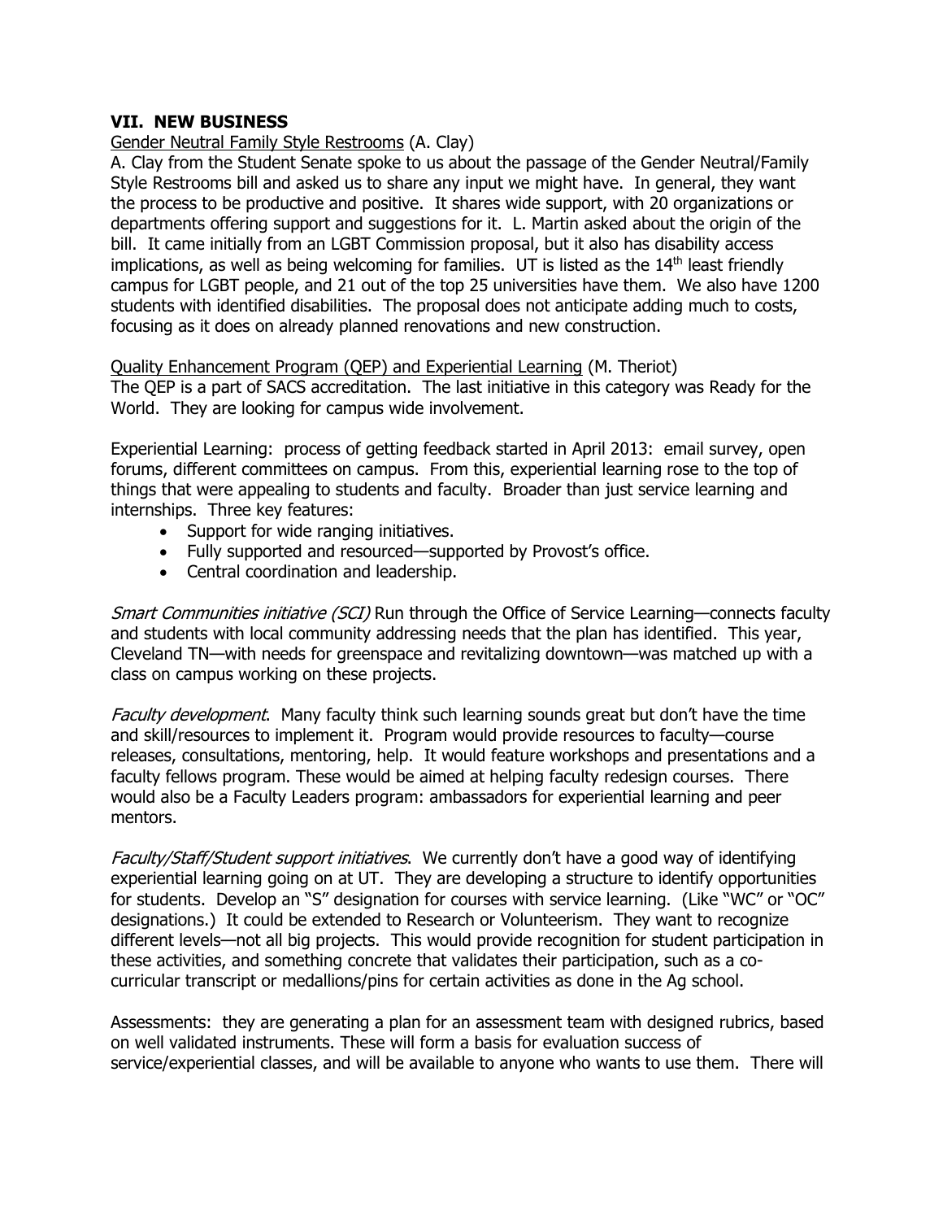## VII. NEW BUSINESS

Gender Neutral Family Style Restrooms (A. Clay)

A. Clay from the Student Senate spoke to us about the passage of the Gender Neutral/Family Style Restrooms bill and asked us to share any input we might have. In general, they want the process to be productive and positive. It shares wide support, with 20 organizations or departments offering support and suggestions for it. L. Martin asked about the origin of the bill. It came initially from an LGBT Commission proposal, but it also has disability access implications, as well as being welcoming for families. UT is listed as the 14th least friendly campus for LGBT people, and 21 out of the top 25 universities have them. We also have 1200 students with identified disabilities. The proposal does not anticipate adding much to costs, focusing as it does on already planned renovations and new construction.

Quality Enhancement Program (QEP) and Experiential Learning (M. Theriot)

The QEP is a part of SACS accreditation. The last initiative in this category was Ready for the World. They are looking for campus wide involvement.

Experiential Learning: process of getting feedback started in April 2013: email survey, open forums, different committees on campus. From this, experiential learning rose to the top of things that were appealing to students and faculty. Broader than just service learning and internships. Three key features:

- Support for wide ranging initiatives.
- Fully supported and resourced—supported by Provost's office.
- Central coordination and leadership.

*Smart Communities initiative (SCI)* Run through the Office of Service Learning—connects faculty and students with local community addressing needs that the plan has identified. This year, Cleveland TN—with needs for greenspace and revitalizing downtown—was matched up with a class on campus working on these projects.

*Faculty development*. Many faculty think such learning sounds great but don't have the time and skill/resources to implement it. Program would provide resources to faculty—course releases, consultations, mentoring, help. It would feature workshops and presentations and a faculty fellows program. These would be aimed at helping faculty redesign courses. There would also be a Faculty Leaders program: ambassadors for experiential learning and peer mentors.

*Faculty/Staff/Student support initiatives*. We currently don't have a good way of identifying experiential learning going on at UT. They are developing a structure to identify opportunities for students. Develop an "S" designation for courses with service learning. (Like "WC" or "OC" designations.) It could be extended to Research or Volunteerism. They want to recognize different levels—not all big projects. This would provide recognition for student participation in these activities, and something concrete that validates their participation, such as a co-curricular transcript or medallions/pins for certain activities as done in the Ag school.

Assessments: they are generating a plan for an assessment team with designed rubrics, based on well validated instruments. These will form a basis for evaluation success of service/experiential classes, and will be available to anyone who wants to use them. There will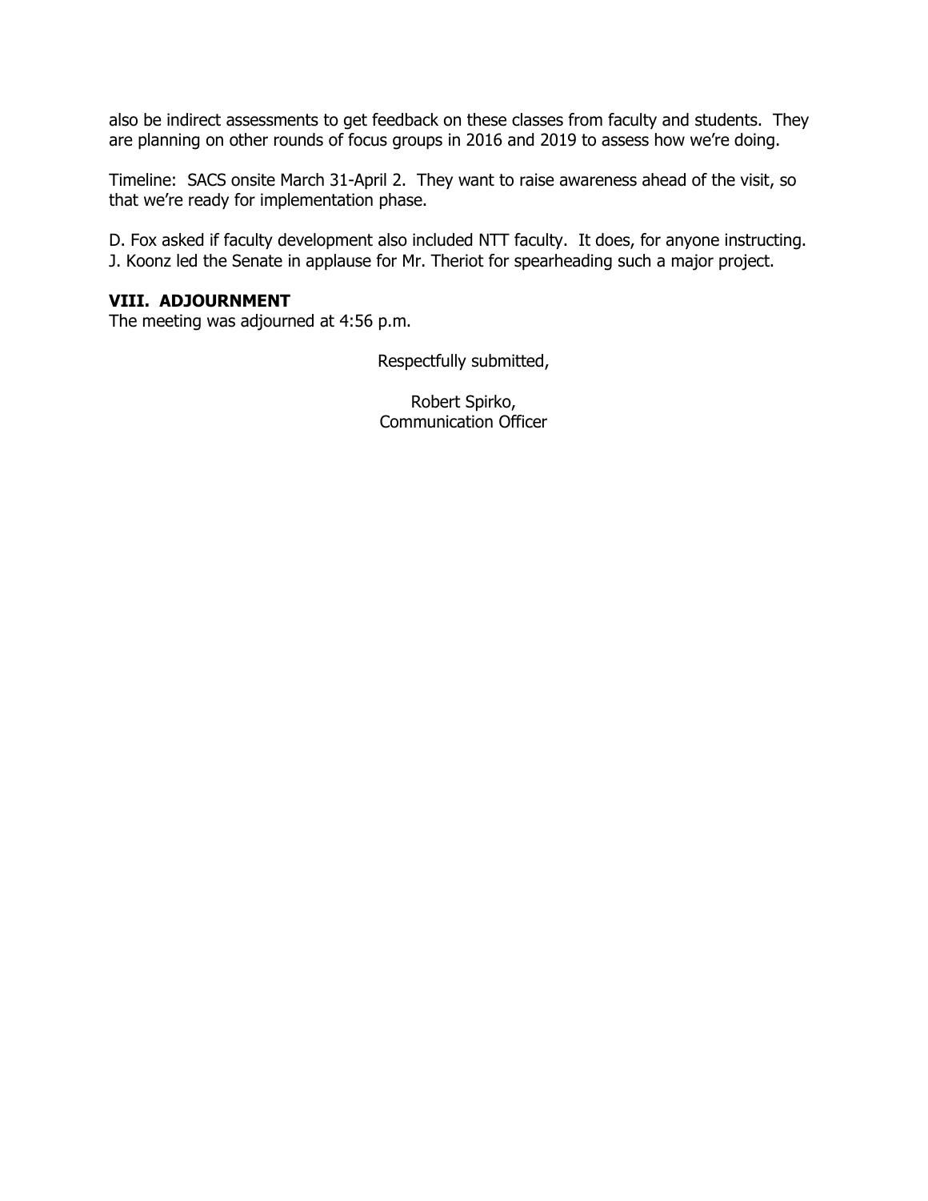also be indirect assessments to get feedback on these classes from faculty and students. They are planning on other rounds of focus groups in 2016 and 2019 to assess how we're doing.

Timeline: SACS onsite March 31-April 2. They want to raise awareness ahead of the visit, so that we're ready for implementation phase.

D. Fox asked if faculty development also included NTT faculty. It does, for anyone instructing. J. Koonz led the Senate in applause for Mr. Theriot for spearheading such a major project.

## VIII. ADJOURNMENT

The meeting was adjourned at 4:56 p.m.

Respectfully submitted,

Robert Spirko,
Communication Officer